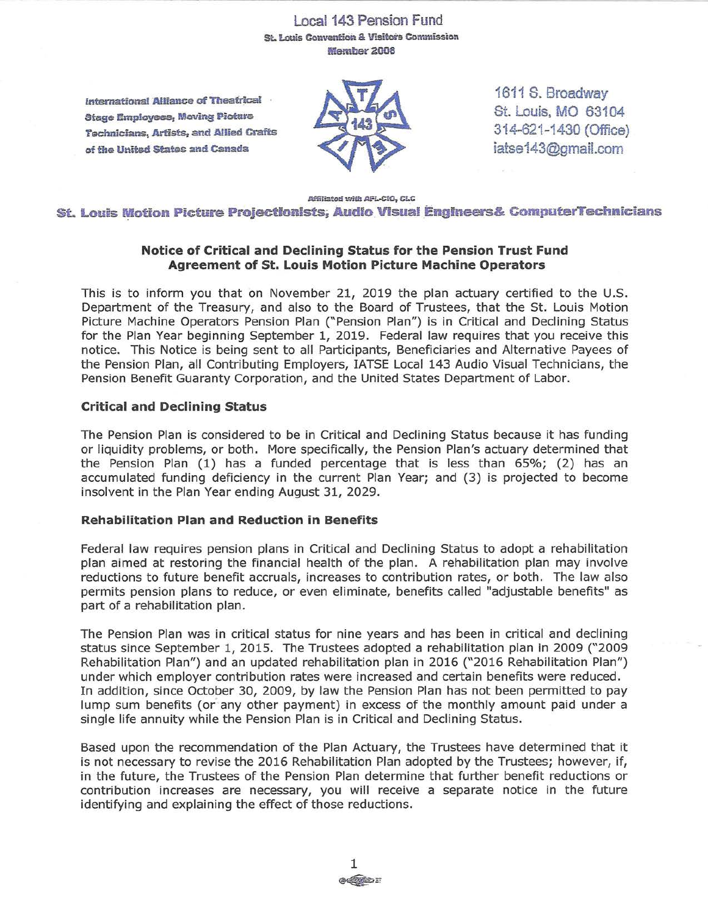# Local 143 Pension Fund

St. Louis Convention & Visitors Commission
Member 2008

International Alliance of Theatrical Stage Employees, Moving Picture Technicians, Artists, and Allied Crafts of the United States and Canada

1611 S. Broadway
St. Louis, MO 63104
314-621-1430 (Office)
iatse143@gmail.com

Affiliated with AFL-CIO, CLC

**St. Louis Motion Picture Projectionists, Audio Visual Engineers& ComputerTechnicians**

## Notice of Critical and Declining Status for the Pension Trust Fund Agreement of St. Louis Motion Picture Machine Operators

This is to inform you that on November 21, 2019 the plan actuary certified to the U.S. Department of the Treasury, and also to the Board of Trustees, that the St. Louis Motion Picture Machine Operators Pension Plan ("Pension Plan") is in Critical and Declining Status for the Plan Year beginning September 1, 2019. Federal law requires that you receive this notice. This Notice is being sent to all Participants, Beneficiaries and Alternative Payees of the Pension Plan, all Contributing Employers, IATSE Local 143 Audio Visual Technicians, the Pension Benefit Guaranty Corporation, and the United States Department of Labor.

### Critical and Declining Status

The Pension Plan is considered to be in Critical and Declining Status because it has funding or liquidity problems, or both. More specifically, the Pension Plan's actuary determined that the Pension Plan (1) has a funded percentage that is less than 65%; (2) has an accumulated funding deficiency in the current Plan Year; and (3) is projected to become insolvent in the Plan Year ending August 31, 2029.

### Rehabilitation Plan and Reduction in Benefits

Federal law requires pension plans in Critical and Declining Status to adopt a rehabilitation plan aimed at restoring the financial health of the plan. A rehabilitation plan may involve reductions to future benefit accruals, increases to contribution rates, or both. The law also permits pension plans to reduce, or even eliminate, benefits called "adjustable benefits" as part of a rehabilitation plan.

The Pension Plan was in critical status for nine years and has been in critical and declining status since September 1, 2015. The Trustees adopted a rehabilitation plan in 2009 ("2009 Rehabilitation Plan") and an updated rehabilitation plan in 2016 ("2016 Rehabilitation Plan") under which employer contribution rates were increased and certain benefits were reduced. In addition, since October 30, 2009, by law the Pension Plan has not been permitted to pay lump sum benefits (or any other payment) in excess of the monthly amount paid under a single life annuity while the Pension Plan is in Critical and Declining Status.

Based upon the recommendation of the Plan Actuary, the Trustees have determined that it is not necessary to revise the 2016 Rehabilitation Plan adopted by the Trustees; however, if, in the future, the Trustees of the Pension Plan determine that further benefit reductions or contribution increases are necessary, you will receive a separate notice in the future identifying and explaining the effect of those reductions.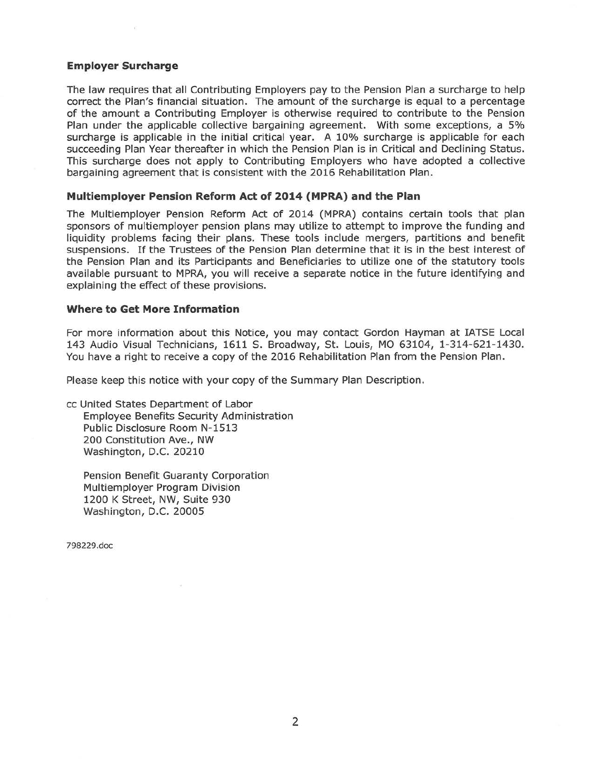### Employer Surcharge

The law requires that all Contributing Employers pay to the Pension Plan a surcharge to help correct the Plan's financial situation. The amount of the surcharge is equal to a percentage of the amount a Contributing Employer is otherwise required to contribute to the Pension Plan under the applicable collective bargaining agreement. With some exceptions, a 5% surcharge is applicable in the initial critical year. A 10% surcharge is applicable for each succeeding Plan Year thereafter in which the Pension Plan is in Critical and Declining Status. This surcharge does not apply to Contributing Employers who have adopted a collective bargaining agreement that is consistent with the 2016 Rehabilitation Plan.

### Multiemployer Pension Reform Act of 2014 (MPRA) and the Plan

The Multiemployer Pension Reform Act of 2014 (MPRA) contains certain tools that plan sponsors of multiemployer pension plans may utilize to attempt to improve the funding and liquidity problems facing their plans. These tools include mergers, partitions and benefit suspensions. If the Trustees of the Pension Plan determine that it is in the best interest of the Pension Plan and its Participants and Beneficiaries to utilize one of the statutory tools available pursuant to MPRA, you will receive a separate notice in the future identifying and explaining the effect of these provisions.

### Where to Get More Information

For more information about this Notice, you may contact Gordon Hayman at IATSE Local 143 Audio Visual Technicians, 1611 S. Broadway, St. Louis, MO 63104, 1-314-621-1430. You have a right to receive a copy of the 2016 Rehabilitation Plan from the Pension Plan.

Please keep this notice with your copy of the Summary Plan Description.

cc United States Department of Labor
Employee Benefits Security Administration
Public Disclosure Room N-1513
200 Constitution Ave., NW
Washington, D.C. 20210

Pension Benefit Guaranty Corporation
Multiemployer Program Division
1200 K Street, NW, Suite 930
Washington, D.C. 20005

798229.doc